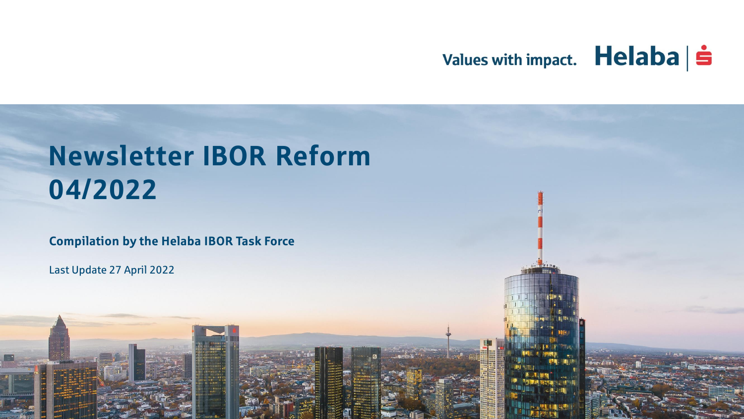Values with impact. Helaba

# Newsletter IBOR Reform 04/2022

**Compilation by the Helaba IBOR Task Force**

Last Update 27 April 2022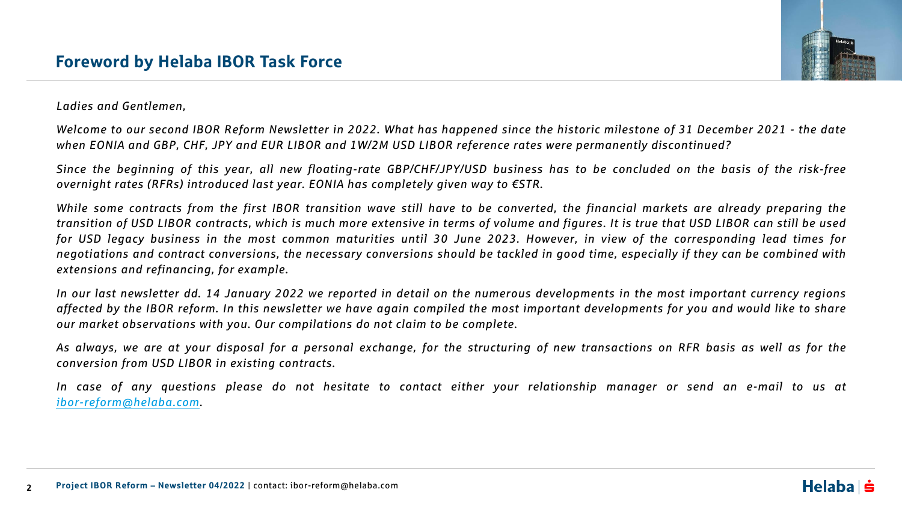## Foreword by Helaba IBOR Task Force

*Ladies and Gentlemen,*

*Welcome to our second IBOR Reform Newsletter in 2022. What has happened since the historic milestone of 31 December 2021 - the date when EONIA and GBP, CHF, JPY and EUR LIBOR and 1W/2M USD LIBOR reference rates were permanently discontinued?*

*Since the beginning of this year, all new floating-rate GBP/CHF/JPY/USD business has to be concluded on the basis of the risk-free overnight rates (RFRs) introduced last year. EONIA has completely given way to €STR.*

*While some contracts from the first IBOR transition wave still have to be converted, the financial markets are already preparing the transition of USD LIBOR contracts, which is much more extensive in terms of volume and figures. It is true that USD LIBOR can still be used for USD legacy business in the most common maturities until 30 June 2023. However, in view of the corresponding lead times for negotiations and contract conversions, the necessary conversions should be tackled in good time, especially if they can be combined with extensions and refinancing, for example.*

*In our last newsletter dd. 14 January 2022 we reported in detail on the numerous developments in the most important currency regions affected by the IBOR reform. In this newsletter we have again compiled the most important developments for you and would like to share our market observations with you. Our compilations do not claim to be complete.*

*As always, we are at your disposal for a personal exchange, for the structuring of new transactions on RFR basis as well as for the conversion from USD LIBOR in existing contracts.*

*In case of any questions please do not hesitate to contact either your relationship manager or send an e-mail to us at [ibor-reform@helaba.com](mailto:ibor-reform@helaba.com).*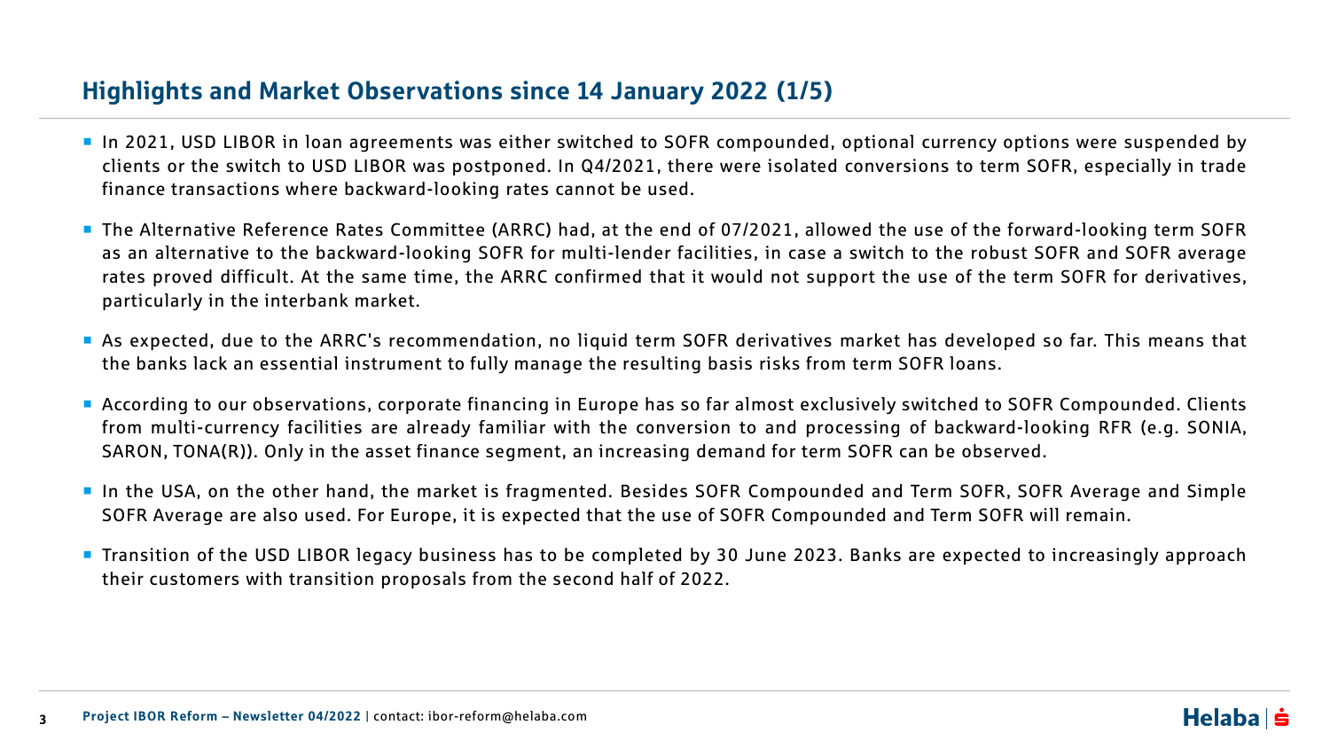## Highlights and Market Observations since 14 January 2022 (1/5)

- In 2021, USD LIBOR in loan agreements was either switched to SOFR compounded, optional currency options were suspended by clients or the switch to USD LIBOR was postponed. In Q4/2021, there were isolated conversions to term SOFR, especially in trade finance transactions where backward-looking rates cannot be used.
- The Alternative Reference Rates Committee (ARRC) had, at the end of 07/2021, allowed the use of the forward-looking term SOFR as an alternative to the backward-looking SOFR for multi-lender facilities, in case a switch to the robust SOFR and SOFR average rates proved difficult. At the same time, the ARRC confirmed that it would not support the use of the term SOFR for derivatives, particularly in the interbank market.
- As expected, due to the ARRC's recommendation, no liquid term SOFR derivatives market has developed so far. This means that the banks lack an essential instrument to fully manage the resulting basis risks from term SOFR loans.
- According to our observations, corporate financing in Europe has so far almost exclusively switched to SOFR Compounded. Clients from multi-currency facilities are already familiar with the conversion to and processing of backward-looking RFR (e.g. SONIA, SARON, TONA(R)). Only in the asset finance segment, an increasing demand for term SOFR can be observed.
- In the USA, on the other hand, the market is fragmented. Besides SOFR Compounded and Term SOFR, SOFR Average and Simple SOFR Average are also used. For Europe, it is expected that the use of SOFR Compounded and Term SOFR will remain.
- Transition of the USD LIBOR legacy business has to be completed by 30 June 2023. Banks are expected to increasingly approach their customers with transition proposals from the second half of 2022.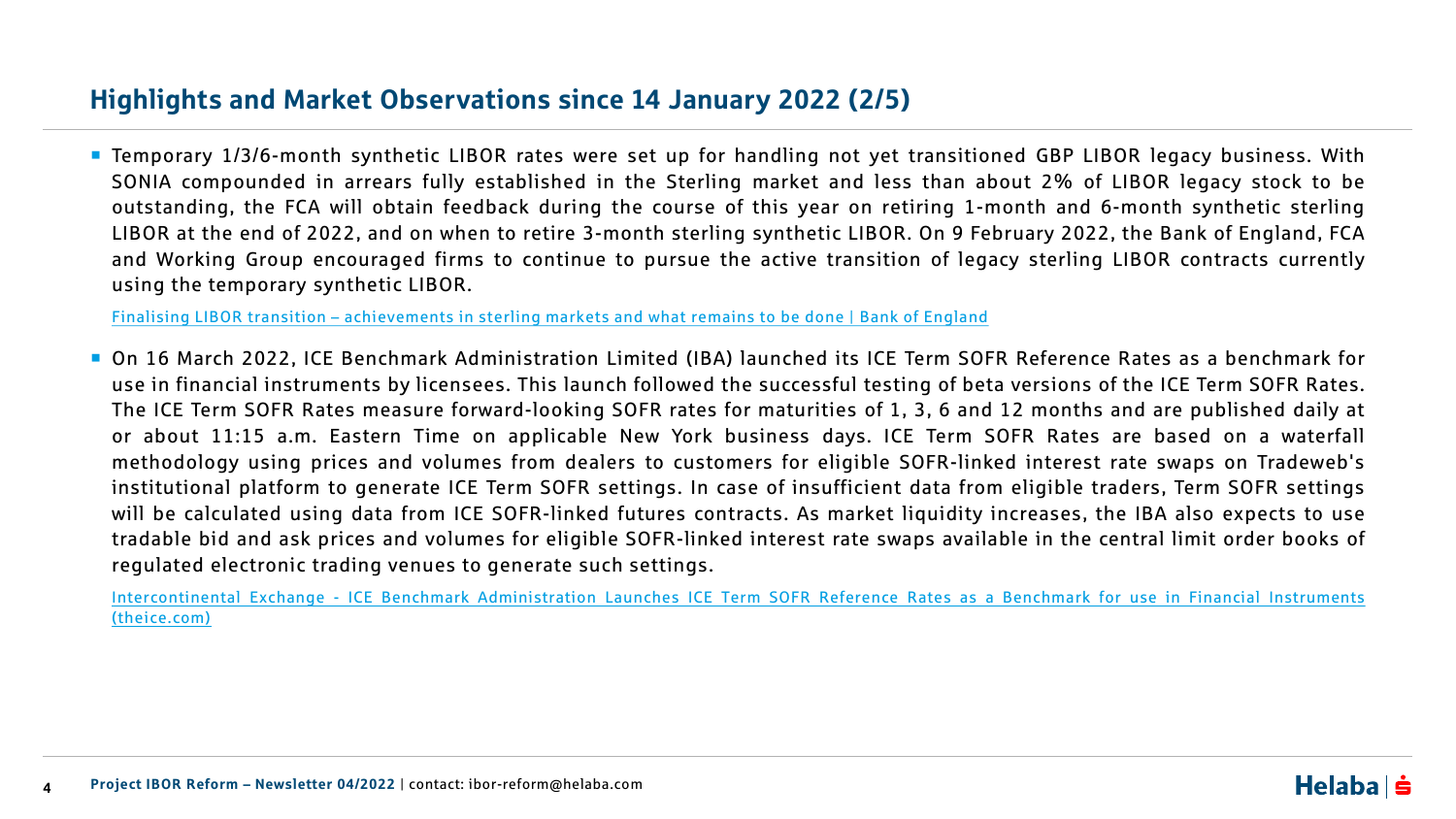## Highlights and Market Observations since 14 January 2022 (2/5)

- Temporary 1/3/6-month synthetic LIBOR rates were set up for handling not yet transitioned GBP LIBOR legacy business. With SONIA compounded in arrears fully established in the Sterling market and less than about 2% of LIBOR legacy stock to be outstanding, the FCA will obtain feedback during the course of this year on retiring 1-month and 6-month synthetic sterling LIBOR at the end of 2022, and on when to retire 3-month sterling synthetic LIBOR. On 9 February 2022, the Bank of England, FCA and Working Group encouraged firms to continue to pursue the active transition of legacy sterling LIBOR contracts currently using the temporary synthetic LIBOR.

  Finalising LIBOR transition – achievements in sterling markets and what remains to be done | Bank of England

- On 16 March 2022, ICE Benchmark Administration Limited (IBA) launched its ICE Term SOFR Reference Rates as a benchmark for use in financial instruments by licensees. This launch followed the successful testing of beta versions of the ICE Term SOFR Rates. The ICE Term SOFR Rates measure forward-looking SOFR rates for maturities of 1, 3, 6 and 12 months and are published daily at or about 11:15 a.m. Eastern Time on applicable New York business days. ICE Term SOFR Rates are based on a waterfall methodology using prices and volumes from dealers to customers for eligible SOFR-linked interest rate swaps on Tradeweb's institutional platform to generate ICE Term SOFR settings. In case of insufficient data from eligible traders, Term SOFR settings will be calculated using data from ICE SOFR-linked futures contracts. As market liquidity increases, the IBA also expects to use tradable bid and ask prices and volumes for eligible SOFR-linked interest rate swaps available in the central limit order books of regulated electronic trading venues to generate such settings.

  Intercontinental Exchange - ICE Benchmark Administration Launches ICE Term SOFR Reference Rates as a Benchmark for use in Financial Instruments (theice.com)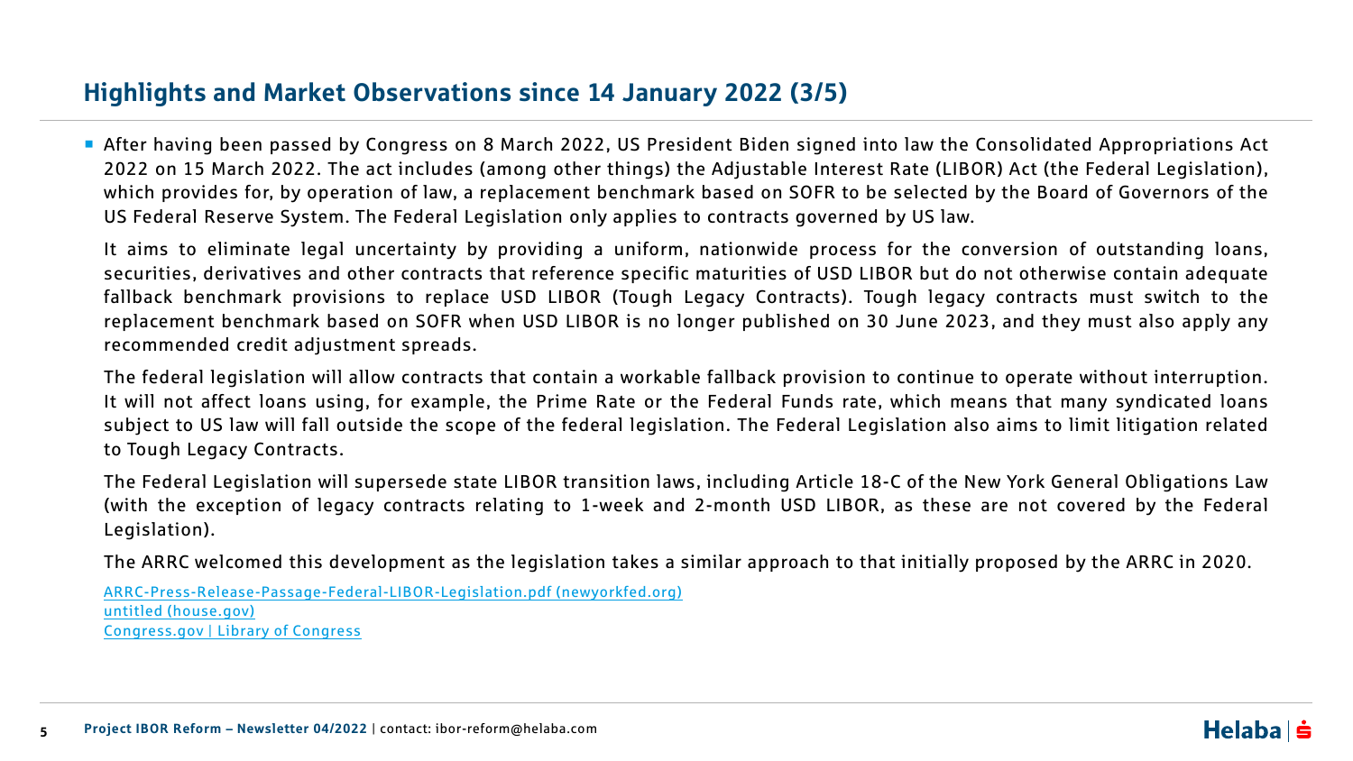## Highlights and Market Observations since 14 January 2022 (3/5)

- After having been passed by Congress on 8 March 2022, US President Biden signed into law the Consolidated Appropriations Act 2022 on 15 March 2022. The act includes (among other things) the Adjustable Interest Rate (LIBOR) Act (the Federal Legislation), which provides for, by operation of law, a replacement benchmark based on SOFR to be selected by the Board of Governors of the US Federal Reserve System. The Federal Legislation only applies to contracts governed by US law.

  It aims to eliminate legal uncertainty by providing a uniform, nationwide process for the conversion of outstanding loans, securities, derivatives and other contracts that reference specific maturities of USD LIBOR but do not otherwise contain adequate fallback benchmark provisions to replace USD LIBOR (Tough Legacy Contracts). Tough legacy contracts must switch to the replacement benchmark based on SOFR when USD LIBOR is no longer published on 30 June 2023, and they must also apply any recommended credit adjustment spreads.

  The federal legislation will allow contracts that contain a workable fallback provision to continue to operate without interruption. It will not affect loans using, for example, the Prime Rate or the Federal Funds rate, which means that many syndicated loans subject to US law will fall outside the scope of the federal legislation. The Federal Legislation also aims to limit litigation related to Tough Legacy Contracts.

  The Federal Legislation will supersede state LIBOR transition laws, including Article 18-C of the New York General Obligations Law (with the exception of legacy contracts relating to 1-week and 2-month USD LIBOR, as these are not covered by the Federal Legislation).

  The ARRC welcomed this development as the legislation takes a similar approach to that initially proposed by the ARRC in 2020.

  ARRC-Press-Release-Passage-Federal-LIBOR-Legislation.pdf (newyorkfed.org)
  untitled (house.gov)
  Congress.gov | Library of Congress

**Project IBOR Reform – Newsletter 04/2022** | contact: ibor-reform@helaba.com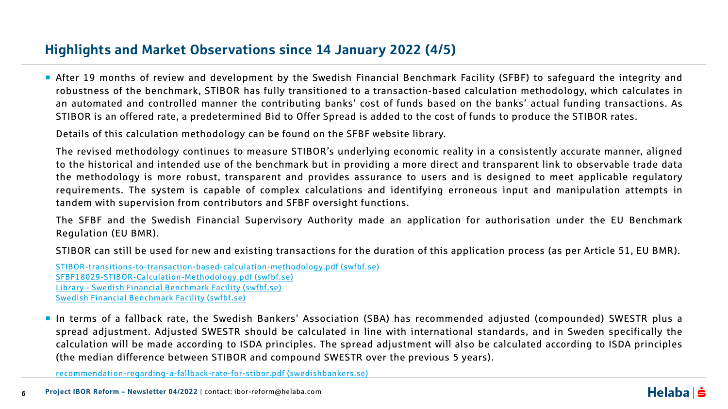## Highlights and Market Observations since 14 January 2022 (4/5)

- After 19 months of review and development by the Swedish Financial Benchmark Facility (SFBF) to safeguard the integrity and robustness of the benchmark, STIBOR has fully transitioned to a transaction-based calculation methodology, which calculates in an automated and controlled manner the contributing banks' cost of funds based on the banks' actual funding transactions. As STIBOR is an offered rate, a predetermined Bid to Offer Spread is added to the cost of funds to produce the STIBOR rates.

  Details of this calculation methodology can be found on the SFBF website library.

  The revised methodology continues to measure STIBOR's underlying economic reality in a consistently accurate manner, aligned to the historical and intended use of the benchmark but in providing a more direct and transparent link to observable trade data the methodology is more robust, transparent and provides assurance to users and is designed to meet applicable regulatory requirements. The system is capable of complex calculations and identifying erroneous input and manipulation attempts in tandem with supervision from contributors and SFBF oversight functions.

  The SFBF and the Swedish Financial Supervisory Authority made an application for authorisation under the EU Benchmark Regulation (EU BMR).

  STIBOR can still be used for new and existing transactions for the duration of this application process (as per Article 51, EU BMR).

  STIBOR-transitions-to-transaction-based-calculation-methodology.pdf (swfbf.se)
  SFBF18029-STIBOR-Calculation-Methodology.pdf (swfbf.se)
  Library - Swedish Financial Benchmark Facility (swfbf.se)
  Swedish Financial Benchmark Facility (swfbf.se)

- In terms of a fallback rate, the Swedish Bankers' Association (SBA) has recommended adjusted (compounded) SWESTR plus a spread adjustment. Adjusted SWESTR should be calculated in line with international standards, and in Sweden specifically the calculation will be made according to ISDA principles. The spread adjustment will also be calculated according to ISDA principles (the median difference between STIBOR and compound SWESTR over the previous 5 years).

  recommendation-regarding-a-fallback-rate-for-stibor.pdf (swedishbankers.se)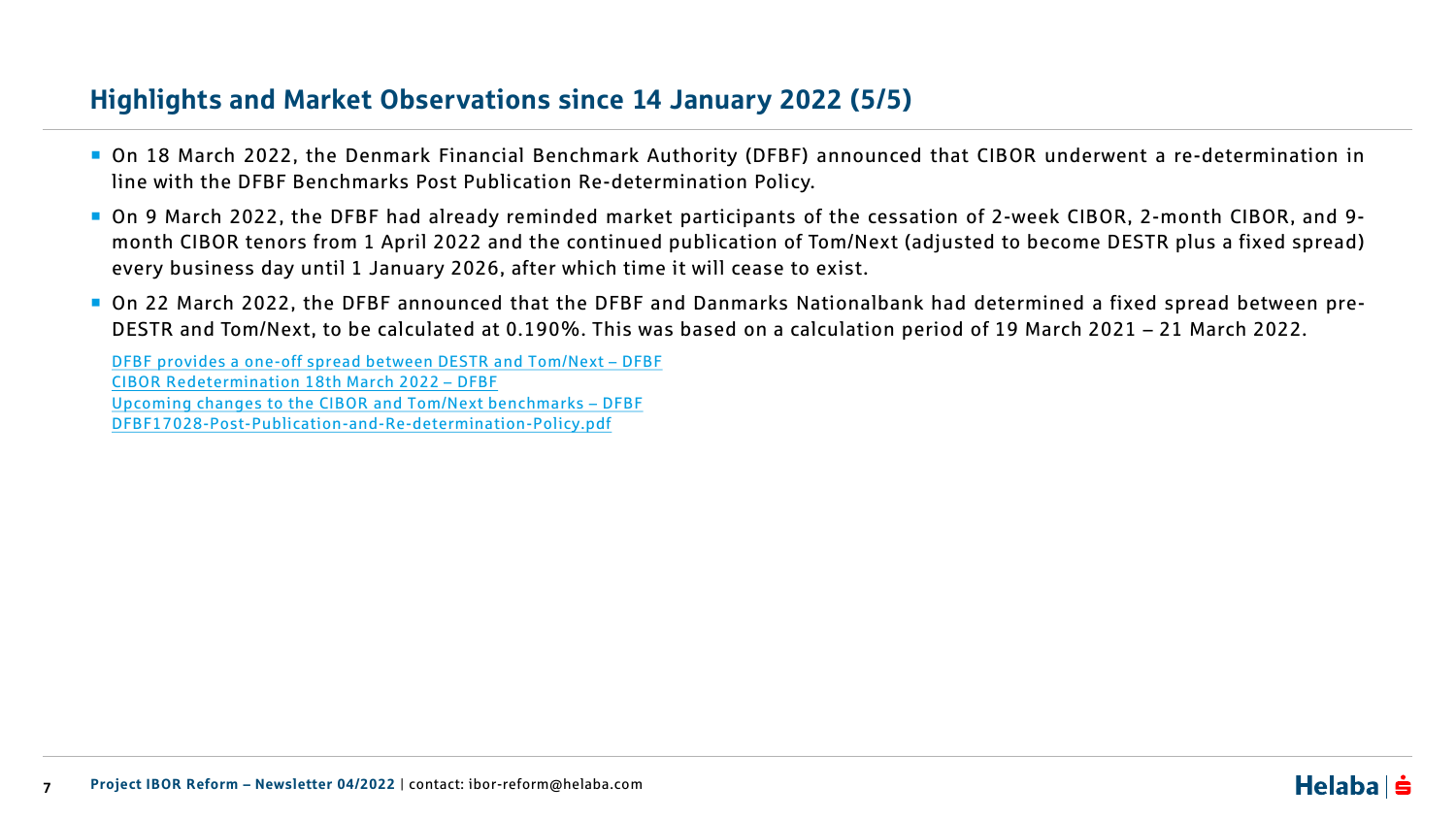## Highlights and Market Observations since 14 January 2022 (5/5)

- On 18 March 2022, the Denmark Financial Benchmark Authority (DFBF) announced that CIBOR underwent a re-determination in line with the DFBF Benchmarks Post Publication Re-determination Policy.
- On 9 March 2022, the DFBF had already reminded market participants of the cessation of 2-week CIBOR, 2-month CIBOR, and 9-month CIBOR tenors from 1 April 2022 and the continued publication of Tom/Next (adjusted to become DESTR plus a fixed spread) every business day until 1 January 2026, after which time it will cease to exist.
- On 22 March 2022, the DFBF announced that the DFBF and Danmarks Nationalbank had determined a fixed spread between pre-DESTR and Tom/Next, to be calculated at 0.190%. This was based on a calculation period of 19 March 2021 – 21 March 2022.

  DFBF provides a one-off spread between DESTR and Tom/Next – DFBF
  CIBOR Redetermination 18th March 2022 – DFBF
  Upcoming changes to the CIBOR and Tom/Next benchmarks – DFBF
  DFBF17028-Post-Publication-and-Re-determination-Policy.pdf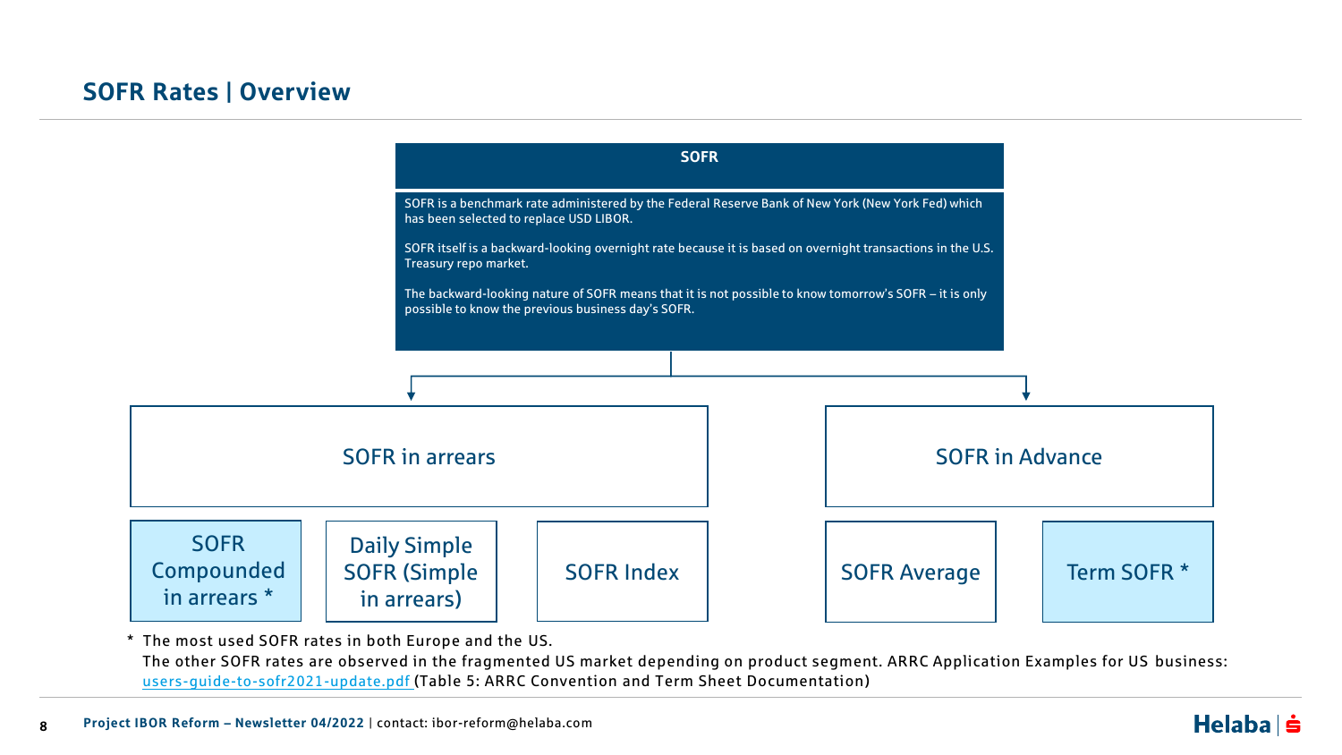## SFR Rates | Overview

**SOFR**

SOFR is a benchmark rate administered by the Federal Reserve Bank of New York (New York Fed) which has been selected to replace USD LIBOR.

SOFR itself is a backward-looking overnight rate because it is based on overnight transactions in the U.S. Treasury repo market.

The backward-looking nature of SOFR means that it is not possible to know tomorrow's SOFR – it is only possible to know the previous business day's SOFR.

**SOFR in arrears**

- SOFR Compounded in arrears *
- Daily Simple SOFR (Simple in arrears)
- SOFR Index

**SOFR in Advance**

- SOFR Average
- Term SOFR *

\* The most used SOFR rates in both Europe and the US.
The other SOFR rates are observed in the fragmented US market depending on product segment. ARRC Application Examples for US business: users-guide-to-sofr2021-update.pdf (Table 5: ARRC Convention and Term Sheet Documentation)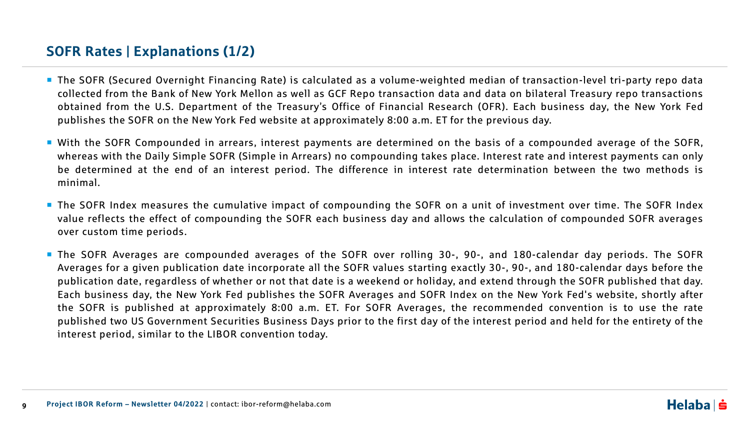## SOFR Rates | Explanations (1/2)

- The SOFR (Secured Overnight Financing Rate) is calculated as a volume-weighted median of transaction-level tri-party repo data collected from the Bank of New York Mellon as well as GCF Repo transaction data and data on bilateral Treasury repo transactions obtained from the U.S. Department of the Treasury's Office of Financial Research (OFR). Each business day, the New York Fed publishes the SOFR on the New York Fed website at approximately 8:00 a.m. ET for the previous day.
- With the SOFR Compounded in arrears, interest payments are determined on the basis of a compounded average of the SOFR, whereas with the Daily Simple SOFR (Simple in Arrears) no compounding takes place. Interest rate and interest payments can only be determined at the end of an interest period. The difference in interest rate determination between the two methods is minimal.
- The SOFR Index measures the cumulative impact of compounding the SOFR on a unit of investment over time. The SOFR Index value reflects the effect of compounding the SOFR each business day and allows the calculation of compounded SOFR averages over custom time periods.
- The SOFR Averages are compounded averages of the SOFR over rolling 30-, 90-, and 180-calendar day periods. The SOFR Averages for a given publication date incorporate all the SOFR values starting exactly 30-, 90-, and 180-calendar days before the publication date, regardless of whether or not that date is a weekend or holiday, and extend through the SOFR published that day. Each business day, the New York Fed publishes the SOFR Averages and SOFR Index on the New York Fed's website, shortly after the SOFR is published at approximately 8:00 a.m. ET. For SOFR Averages, the recommended convention is to use the rate published two US Government Securities Business Days prior to the first day of the interest period and held for the entirety of the interest period, similar to the LIBOR convention today.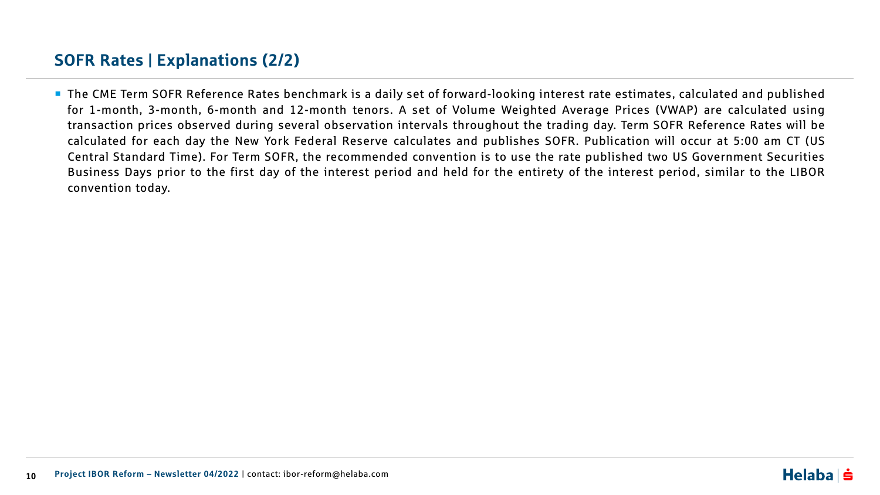## SOFR Rates | Explanations (2/2)

- The CME Term SOFR Reference Rates benchmark is a daily set of forward-looking interest rate estimates, calculated and published for 1-month, 3-month, 6-month and 12-month tenors. A set of Volume Weighted Average Prices (VWAP) are calculated using transaction prices observed during several observation intervals throughout the trading day. Term SOFR Reference Rates will be calculated for each day the New York Federal Reserve calculates and publishes SOFR. Publication will occur at 5:00 am CT (US Central Standard Time). For Term SOFR, the recommended convention is to use the rate published two US Government Securities Business Days prior to the first day of the interest period and held for the entirety of the interest period, similar to the LIBOR convention today.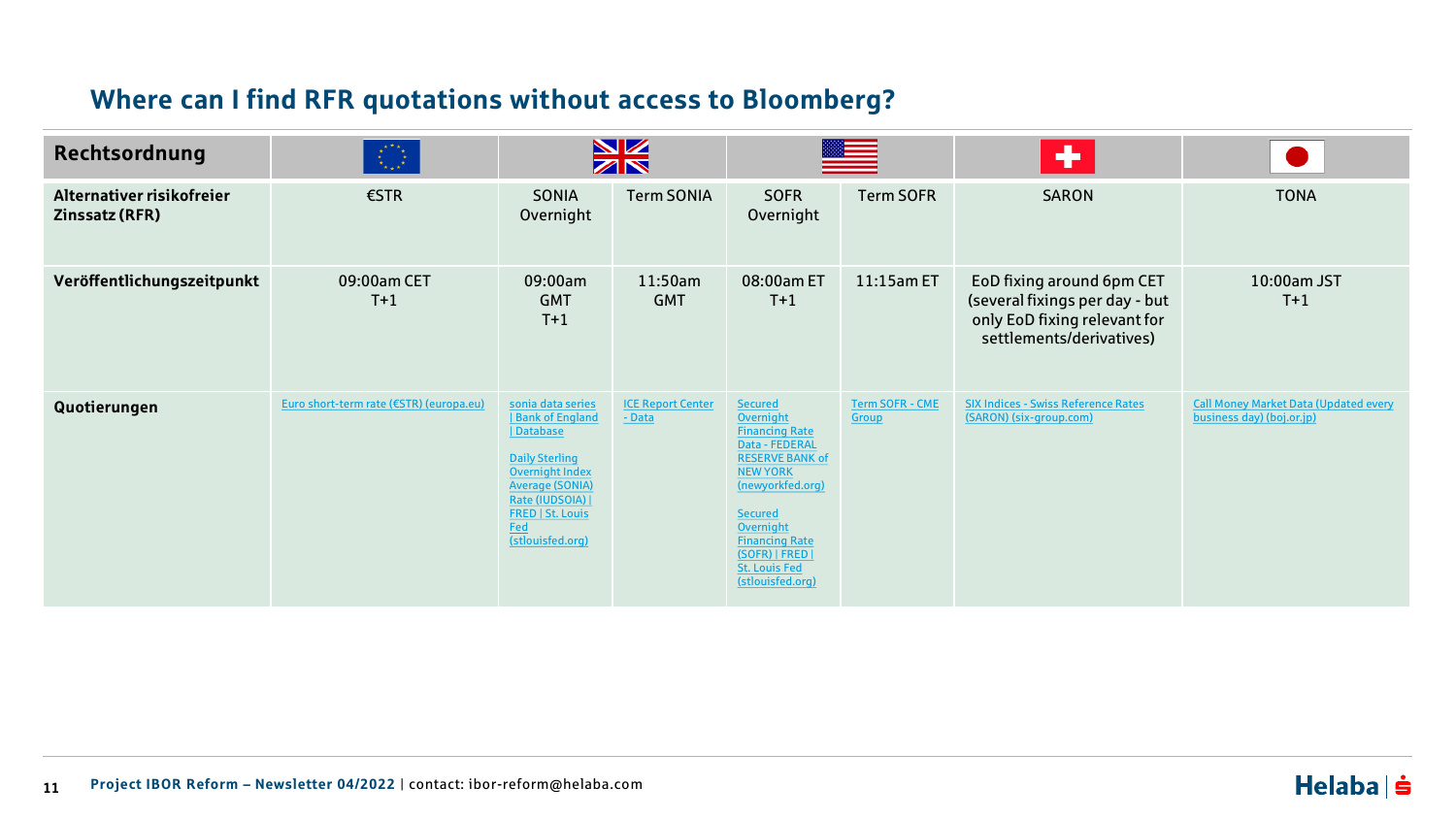## Where can I find RFR quotations without access to Bloomberg?

| Rechtsordnung | EU | UK | | US | | CH | JP |
|---|---|---|---|---|---|---|---|
| **Alternativer risikofreier Zinssatz (RFR)** | €STR | SONIA Overnight | Term SONIA | SOFR Overnight | Term SOFR | SARON | TONA |
| **Veröffentlichungszeitpunkt** | 09:00am CET T+1 | 09:00am GMT T+1 | 11:50am GMT | 08:00am ET T+1 | 11:15am ET | EoD fixing around 6pm CET (several fixings per day - but only EoD fixing relevant for settlements/derivatives) | 10:00am JST T+1 |
| **Quotierungen** | Euro short-term rate (€STR) (europa.eu) | sonia data series \| Bank of England \| Database<br><br>Daily Sterling Overnight Index Average (SONIA) Rate (IUDSOIA) \| FRED \| St. Louis Fed (stlouisfed.org) | ICE Report Center - Data | Secured Overnight Financing Rate Data - FEDERAL RESERVE BANK of NEW YORK (newyorkfed.org)<br><br>Secured Overnight Financing Rate (SOFR) \| FRED \| St. Louis Fed (stlouisfed.org) | Term SOFR - CME Group | SIX Indices - Swiss Reference Rates (SARON) (six-group.com) | Call Money Market Data (Updated every business day) (boj.or.jp) |

**Project IBOR Reform – Newsletter 04/2022** | contact: ibor-reform@helaba.com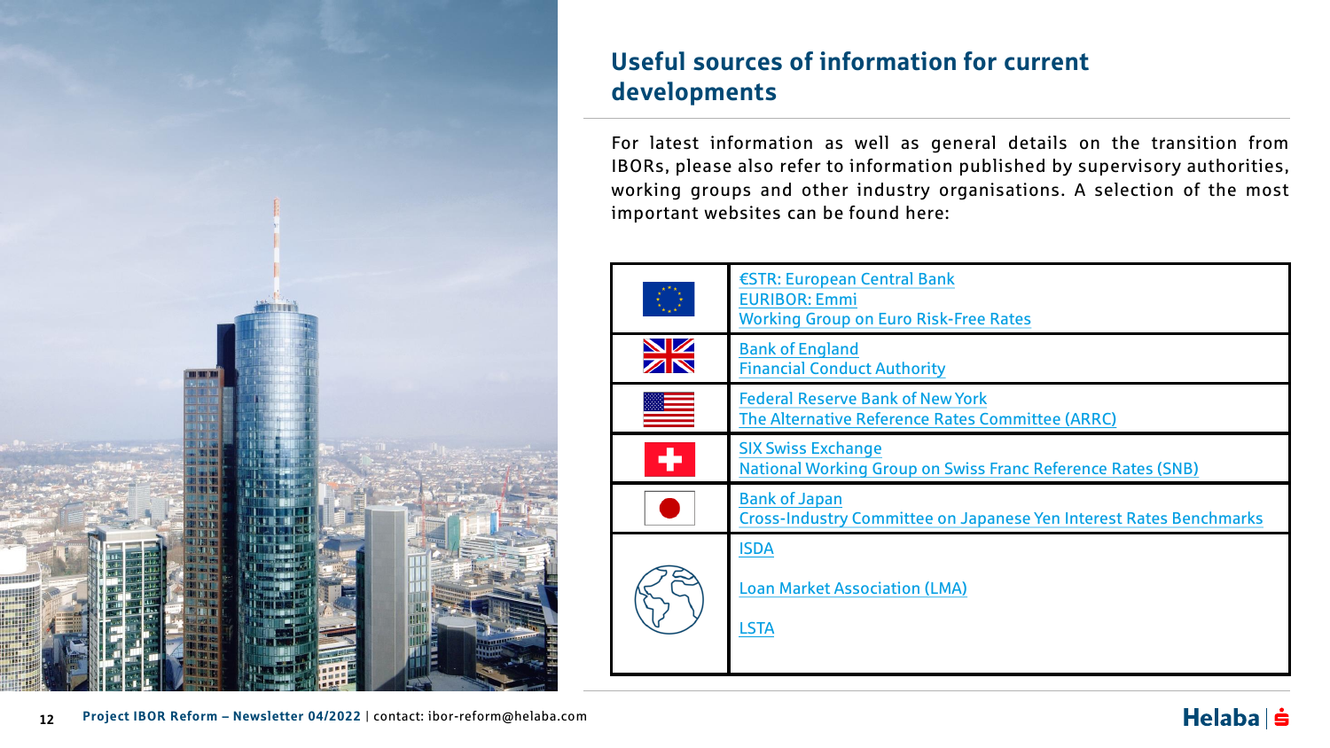## Useful sources of information for current developments

For latest information as well as general details on the transition from IBORs, please also refer to information published by supervisory authorities, working groups and other industry organisations. A selection of the most important websites can be found here:

| Region | Sources |
|---|---|
| EU | €STR: European Central Bank<br>EURIBOR: Emmi<br>Working Group on Euro Risk-Free Rates |
| UK | Bank of England<br>Financial Conduct Authority |
| USA | Federal Reserve Bank of New York<br>The Alternative Reference Rates Committee (ARRC) |
| Switzerland | SIX Swiss Exchange<br>National Working Group on Swiss Franc Reference Rates (SNB) |
| Japan | Bank of Japan<br>Cross-Industry Committee on Japanese Yen Interest Rates Benchmarks |
| Global | ISDA<br>Loan Market Association (LMA)<br>LSTA |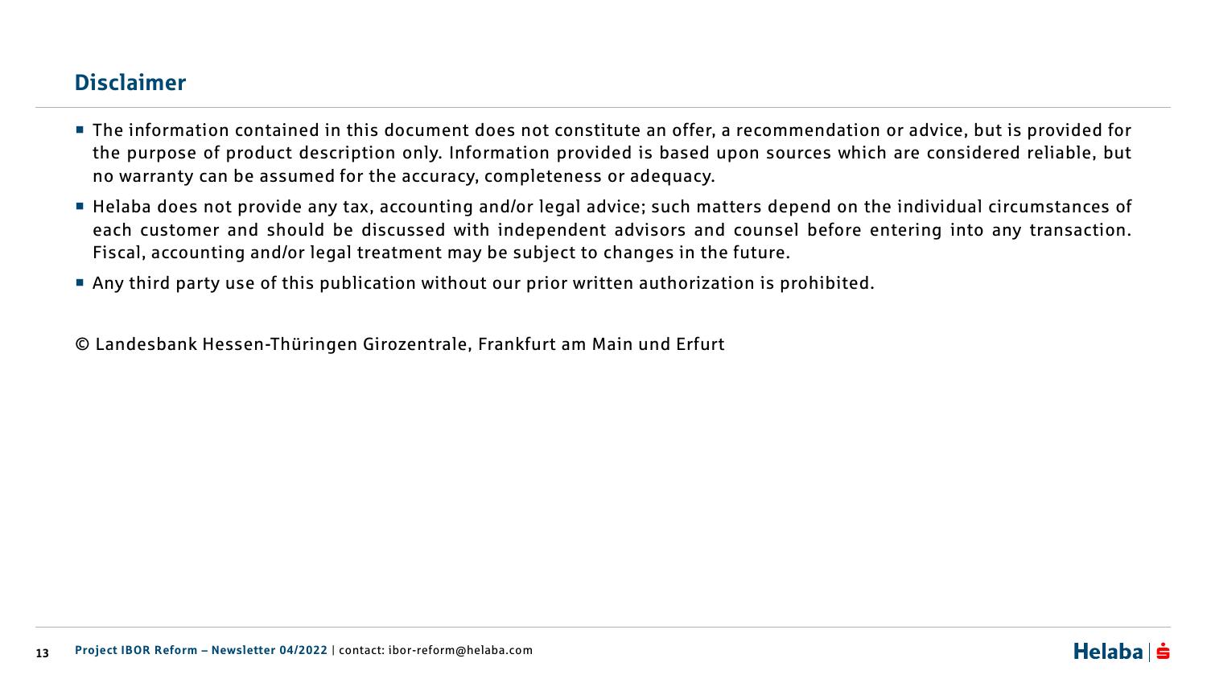## Disclaimer

- The information contained in this document does not constitute an offer, a recommendation or advice, but is provided for the purpose of product description only. Information provided is based upon sources which are considered reliable, but no warranty can be assumed for the accuracy, completeness or adequacy.
- Helaba does not provide any tax, accounting and/or legal advice; such matters depend on the individual circumstances of each customer and should be discussed with independent advisors and counsel before entering into any transaction. Fiscal, accounting and/or legal treatment may be subject to changes in the future.
- Any third party use of this publication without our prior written authorization is prohibited.

© Landesbank Hessen-Thüringen Girozentrale, Frankfurt am Main und Erfurt